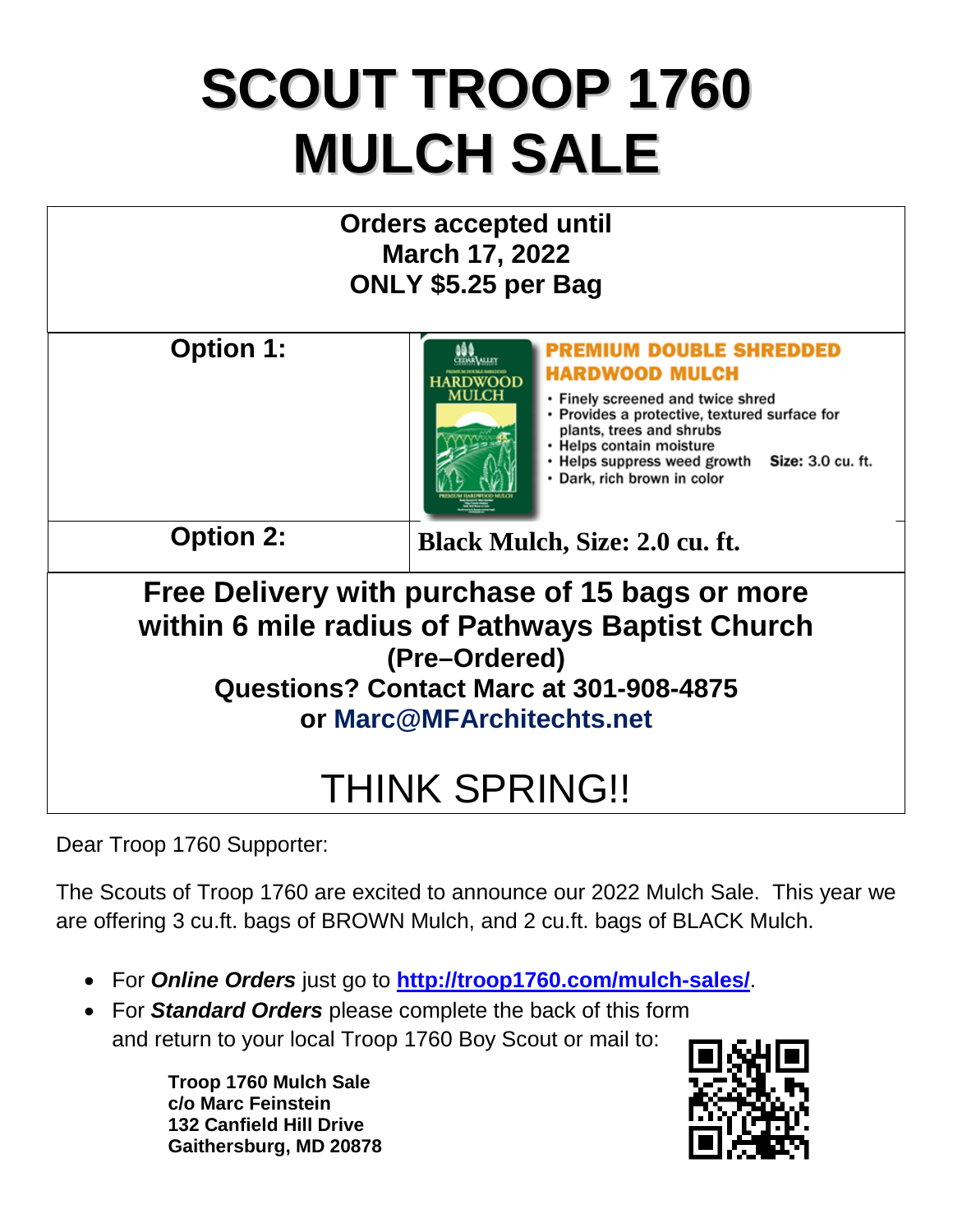# SCOUT TROOP 1760 MULCH SALE

| **Orders accepted until March 17, 2022 ONLY $5.25 per Bag** | |
|---|---|
| **Option 1:** | **PREMIUM DOUBLE SHREDDED HARDWOOD MULCH**<br>• Finely screened and twice shred<br>• Provides a protective, textured surface for plants, trees and shrubs<br>• Helps contain moisture<br>• Helps suppress weed growth **Size:** 3.0 cu. ft.<br>• Dark, rich brown in color |
| **Option 2:** | **Black Mulch, Size: 2.0 cu. ft.** |

**Free Delivery with purchase of 15 bags or more within 6 mile radius of Pathways Baptist Church (Pre–Ordered)**

**Questions? Contact Marc at 301-908-4875 or Marc@MFArchitechts.net**

THINK SPRING!!

Dear Troop 1760 Supporter:

The Scouts of Troop 1760 are excited to announce our 2022 Mulch Sale. This year we are offering 3 cu.ft. bags of BROWN Mulch, and 2 cu.ft. bags of BLACK Mulch.

- For ***Online Orders*** just go to **http://troop1760.com/mulch-sales/**.
- For ***Standard Orders*** please complete the back of this form and return to your local Troop 1760 Boy Scout or mail to:

**Troop 1760 Mulch Sale**
**c/o Marc Feinstein**
**132 Canfield Hill Drive**
**Gaithersburg, MD 20878**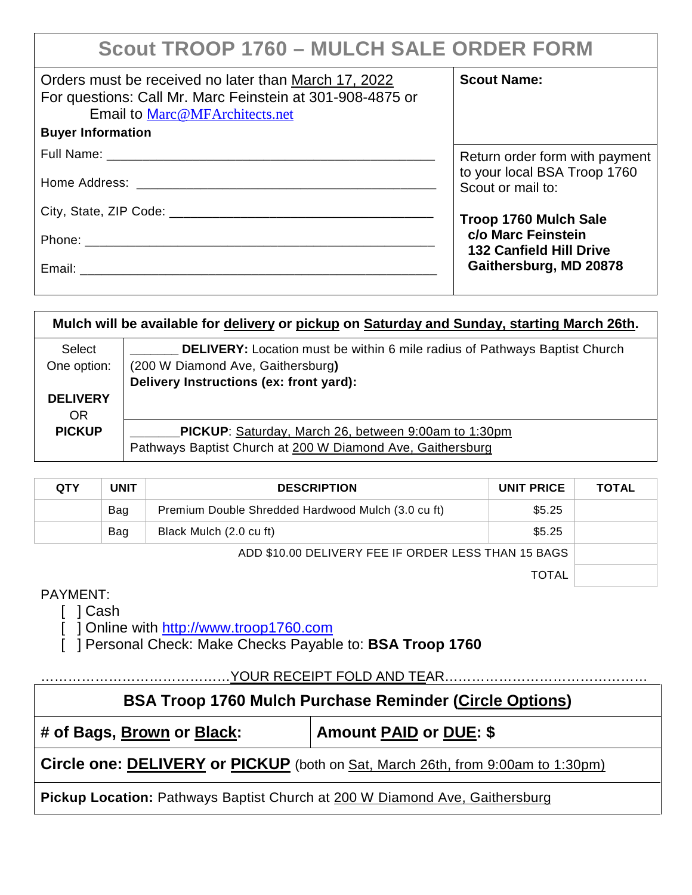# Scout TROOP 1760 – MULCH SALE ORDER FORM

Orders must be received no later than March 17, 2022
For questions: Call Mr. Marc Feinstein at 301-908-4875 or
Email to Marc@MFArchitects.net

**Buyer Information**

Full Name: ______________________________________________

Home Address: ___________________________________________

City, State, ZIP Code: ______________________________________

Phone: _________________________________________________

Email: _________________________________________________

**Scout Name:**

Return order form with payment to your local BSA Troop 1760 Scout or mail to:

**Troop 1760 Mulch Sale**
**c/o Marc Feinstein**
**132 Canfield Hill Drive**
**Gaithersburg, MD 20878**

**Mulch will be available for delivery or pickup on Saturday and Sunday, starting March 26th.**

| | |
|---|---|
| Select One option: **DELIVERY** OR **PICKUP** | _______ **DELIVERY:** Location must be within 6 mile radius of Pathways Baptist Church (200 W Diamond Ave, Gaithersburg) **Delivery Instructions (ex: front yard):** |
| | _______ **PICKUP**: Saturday, March 26, between 9:00am to 1:30pm Pathways Baptist Church at 200 W Diamond Ave, Gaithersburg |

| QTY | UNIT | DESCRIPTION | UNIT PRICE | TOTAL |
|---|---|---|---|---|
| | Bag | Premium Double Shredded Hardwood Mulch (3.0 cu ft) | $5.25 | |
| | Bag | Black Mulch (2.0 cu ft) | $5.25 | |
| | | ADD $10.00 DELIVERY FEE IF ORDER LESS THAN 15 BAGS | | |
| | | TOTAL | | |

PAYMENT:

- [ ] Cash
- [ ] Online with http://www.troop1760.com
- [ ] Personal Check: Make Checks Payable to: **BSA Troop 1760**

……………………………………YOUR RECEIPT FOLD AND TEAR………………………………………

| **BSA Troop 1760 Mulch Purchase Reminder (Circle Options)** | |
|---|---|
| **# of Bags, Brown or Black:** | **Amount PAID or DUE: $** |
| **Circle one: DELIVERY or PICKUP** (both on Sat, March 26th, from 9:00am to 1:30pm) | |
| **Pickup Location:** Pathways Baptist Church at 200 W Diamond Ave, Gaithersburg | |